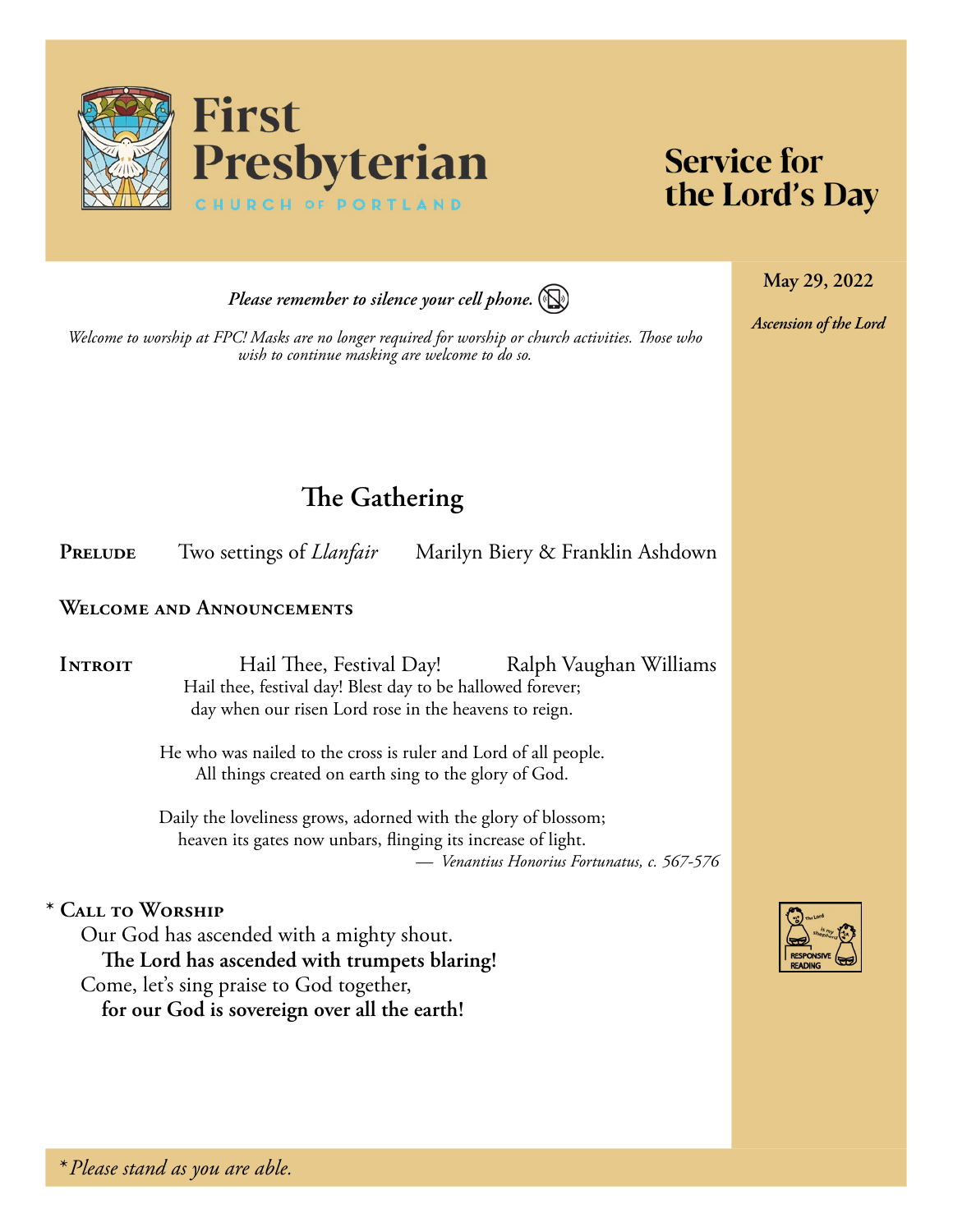# First Presbyterian

CHURCH OF PORTLAND

# Service for the Lord's Day

**May 29, 2022**

*Ascension of the Lord*

***Please remember to silence your cell phone.***

*Welcome to worship at FPC! Masks are no longer required for worship or church activities. Those who wish to continue masking are welcome to do so.*

## The Gathering

**Prelude** Two settings of *Llanfair* Marilyn Biery & Franklin Ashdown

**Welcome and Announcements**

**Introit** Hail Thee, Festival Day! Ralph Vaughan Williams

Hail thee, festival day! Blest day to be hallowed forever;
day when our risen Lord rose in the heavens to reign.

He who was nailed to the cross is ruler and Lord of all people.
All things created on earth sing to the glory of God.

Daily the loveliness grows, adorned with the glory of blossom;
heaven its gates now unbars, flinging its increase of light.

— *Venantius Honorius Fortunatus, c. 567-576*

\* **Call to Worship**

Our God has ascended with a mighty shout.
**The Lord has ascended with trumpets blaring!**
Come, let's sing praise to God together,
**for our God is sovereign over all the earth!**

*\*Please stand as you are able.*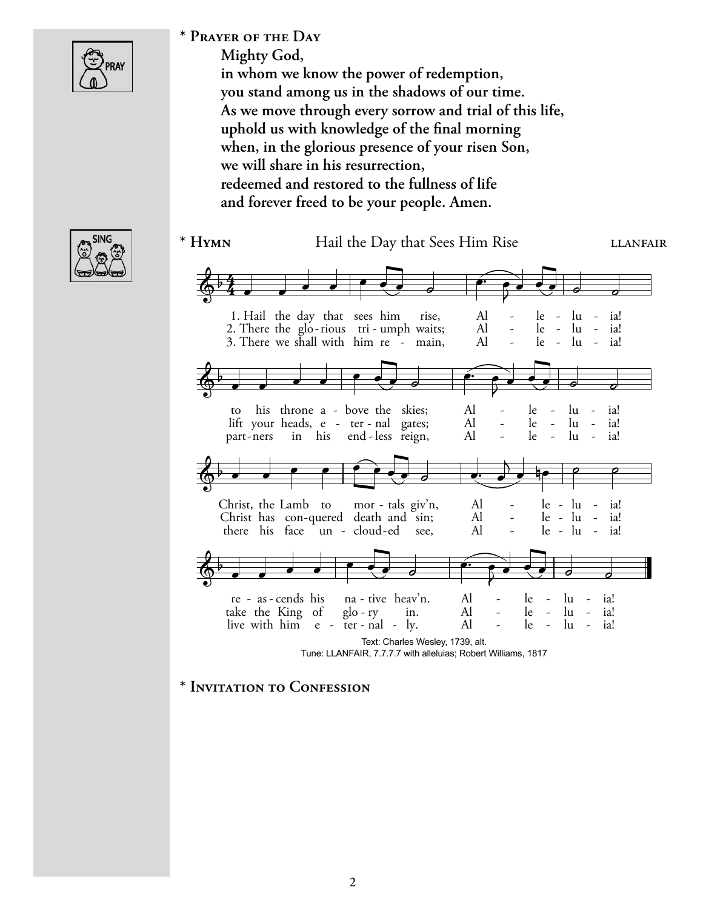\* **Prayer of the Day**

**Mighty God,**
**in whom we know the power of redemption,**
**you stand among us in the shadows of our time.**
**As we move through every sorrow and trial of this life,**
**uphold us with knowledge of the final morning**
**when, in the glorious presence of your risen Son,**
**we will share in his resurrection,**
**redeemed and restored to the fullness of life**
**and forever freed to be your people. Amen.**

\* **Hymn** Hail the Day that Sees Him Rise LLANFAIR

1. Hail the day that sees him rise, Alleluia!
to his throne above the skies; Alleluia!
Christ, the Lamb to mortals giv'n, Alleluia!
reascends his native heav'n. Alleluia!

2. There the glorious triumph waits; Alleluia!
lift your heads, eternal gates; Alleluia!
Christ has conquered death and sin; Alleluia!
take the King of glory in. Alleluia!

3. There we shall with him remain, Alleluia!
partners in his endless reign, Alleluia!
there his face unclouded see, Alleluia!
live with him eternally. Alleluia!

Text: Charles Wesley, 1739, alt.
Tune: LLANFAIR, 7.7.7.7 with alleluias; Robert Williams, 1817

\* **Invitation to Confession**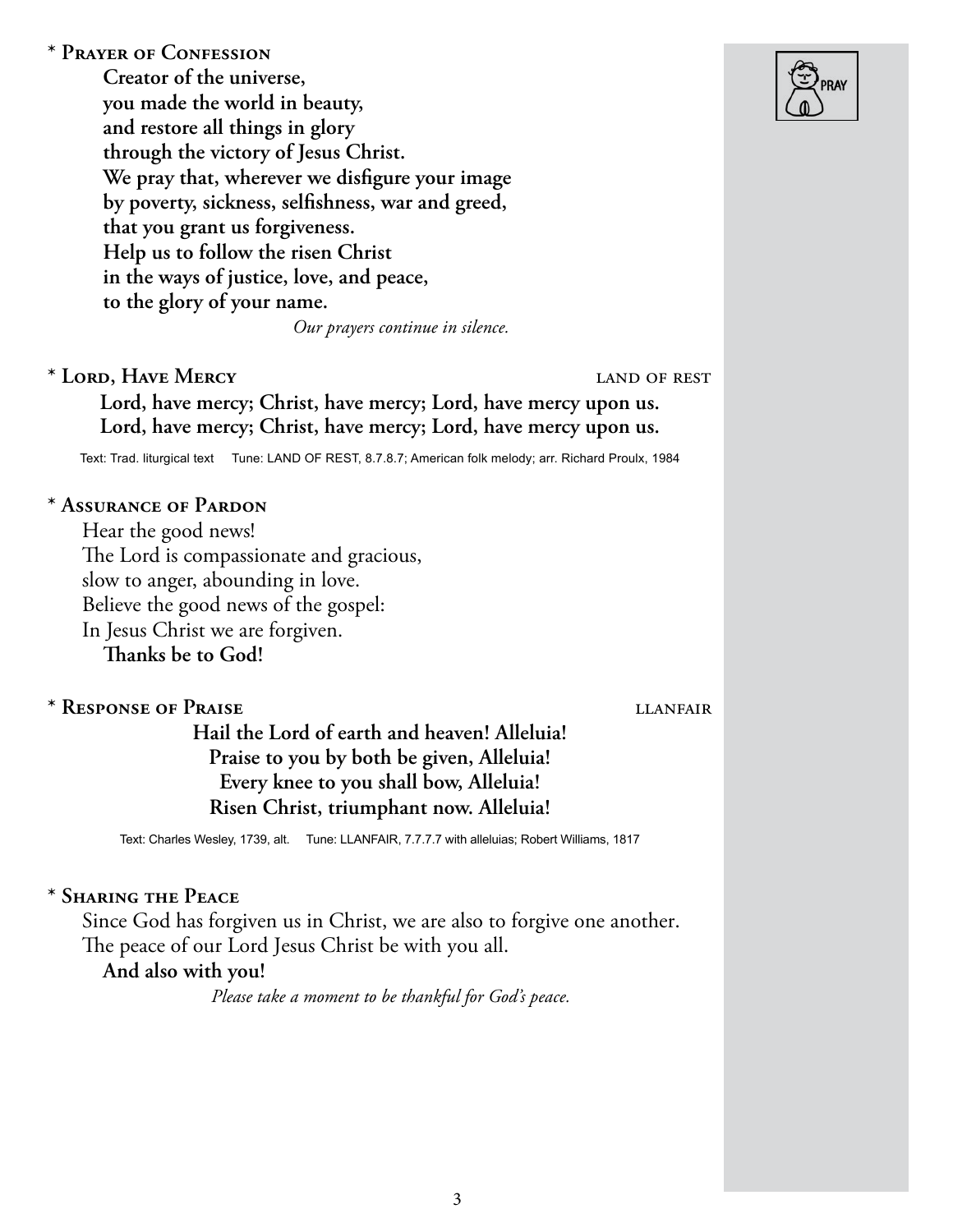**\* Prayer of Confession**

**Creator of the universe,**
**you made the world in beauty,**
**and restore all things in glory**
**through the victory of Jesus Christ.**
**We pray that, wherever we disfigure your image**
**by poverty, sickness, selfishness, war and greed,**
**that you grant us forgiveness.**
**Help us to follow the risen Christ**
**in the ways of justice, love, and peace,**
**to the glory of your name.**

*Our prayers continue in silence.*

**\* Lord, Have Mercy** — land of rest

**Lord, have mercy; Christ, have mercy; Lord, have mercy upon us.**
**Lord, have mercy; Christ, have mercy; Lord, have mercy upon us.**

Text: Trad. liturgical text   Tune: LAND OF REST, 8.7.8.7; American folk melody; arr. Richard Proulx, 1984

**\* Assurance of Pardon**

Hear the good news!
The Lord is compassionate and gracious,
slow to anger, abounding in love.
Believe the good news of the gospel:
In Jesus Christ we are forgiven.
**Thanks be to God!**

**\* Response of Praise** — llanfair

**Hail the Lord of earth and heaven! Alleluia!**
**Praise to you by both be given, Alleluia!**
**Every knee to you shall bow, Alleluia!**
**Risen Christ, triumphant now. Alleluia!**

Text: Charles Wesley, 1739, alt.   Tune: LLANFAIR, 7.7.7.7 with alleluias; Robert Williams, 1817

**\* Sharing the Peace**

Since God has forgiven us in Christ, we are also to forgive one another.
The peace of our Lord Jesus Christ be with you all.
**And also with you!**

*Please take a moment to be thankful for God's peace.*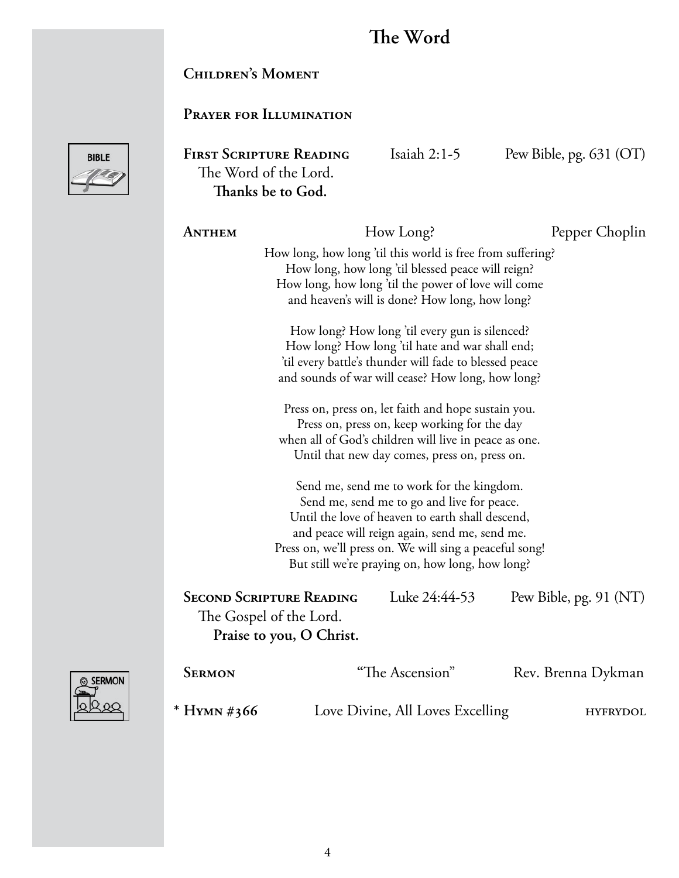# The Word

**Children's Moment**

**Prayer for Illumination**

**First Scripture Reading** Isaiah 2:1-5 Pew Bible, pg. 631 (OT)

The Word of the Lord.
**Thanks be to God.**

**Anthem** How Long? Pepper Choplin

How long, how long 'til this world is free from suffering?
How long, how long 'til blessed peace will reign?
How long, how long 'til the power of love will come
and heaven's will is done? How long, how long?

How long? How long 'til every gun is silenced?
How long? How long 'til hate and war shall end;
'til every battle's thunder will fade to blessed peace
and sounds of war will cease? How long, how long?

Press on, press on, let faith and hope sustain you.
Press on, press on, keep working for the day
when all of God's children will live in peace as one.
Until that new day comes, press on, press on.

Send me, send me to work for the kingdom.
Send me, send me to go and live for peace.
Until the love of heaven to earth shall descend,
and peace will reign again, send me, send me.
Press on, we'll press on. We will sing a peaceful song!
But still we're praying on, how long, how long?

**Second Scripture Reading** Luke 24:44-53 Pew Bible, pg. 91 (NT)

The Gospel of the Lord.
**Praise to you, O Christ.**

**Sermon** "The Ascension" Rev. Brenna Dykman

\* **Hymn #366** Love Divine, All Loves Excelling HYFRYDOL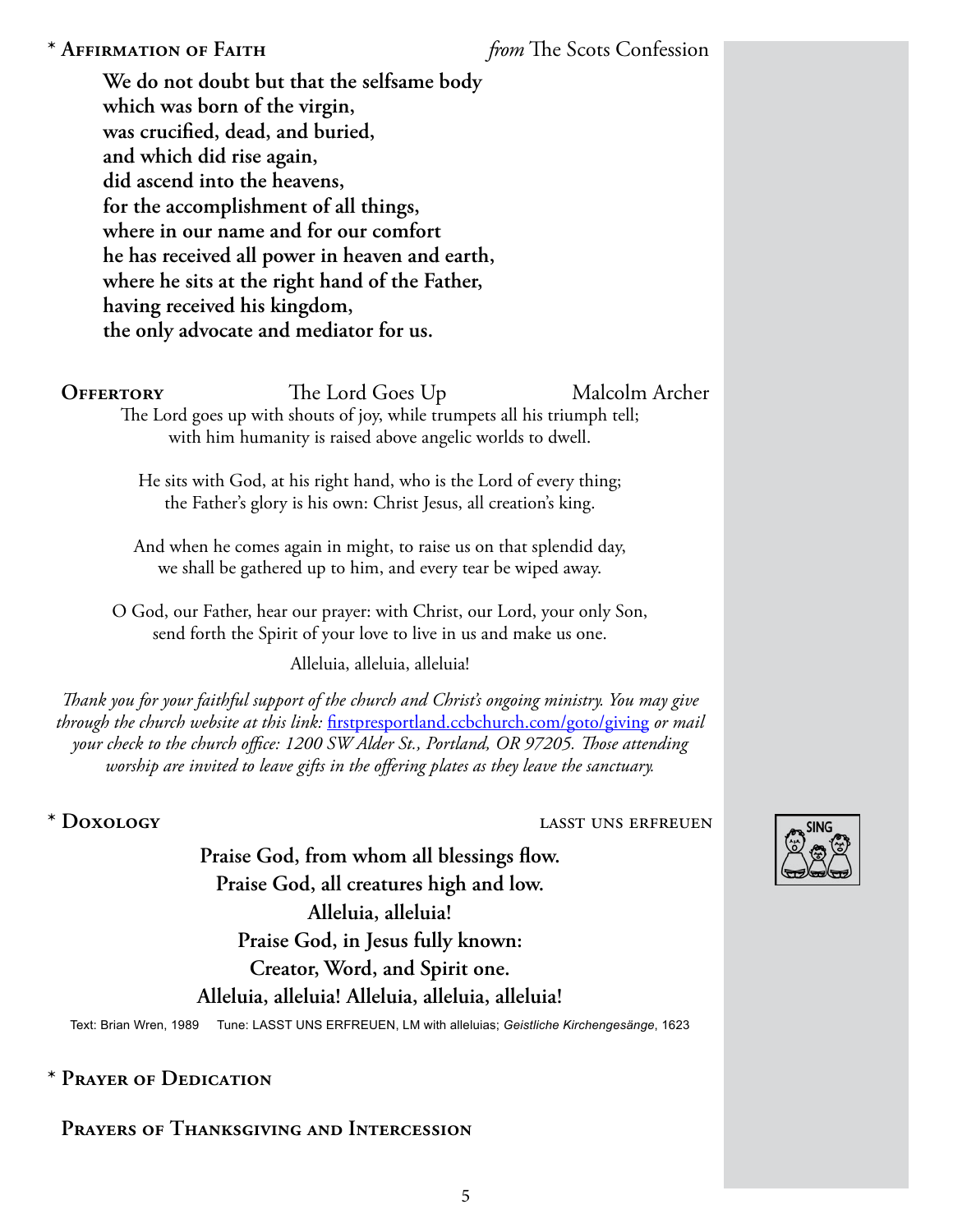## * Affirmation of Faith — *from* The Scots Confession

**We do not doubt but that the selfsame body**
**which was born of the virgin,**
**was crucified, dead, and buried,**
**and which did rise again,**
**did ascend into the heavens,**
**for the accomplishment of all things,**
**where in our name and for our comfort**
**he has received all power in heaven and earth,**
**where he sits at the right hand of the Father,**
**having received his kingdom,**
**the only advocate and mediator for us.**

## Offertory — The Lord Goes Up — Malcolm Archer

The Lord goes up with shouts of joy, while trumpets all his triumph tell;
with him humanity is raised above angelic worlds to dwell.

He sits with God, at his right hand, who is the Lord of every thing;
the Father's glory is his own: Christ Jesus, all creation's king.

And when he comes again in might, to raise us on that splendid day,
we shall be gathered up to him, and every tear be wiped away.

O God, our Father, hear our prayer: with Christ, our Lord, your only Son,
send forth the Spirit of your love to live in us and make us one.

Alleluia, alleluia, alleluia!

*Thank you for your faithful support of the church and Christ's ongoing ministry. You may give through the church website at this link:* [firstpresportland.ccbchurch.com/goto/giving](https://firstpresportland.ccbchurch.com/goto/giving) *or mail your check to the church office: 1200 SW Alder St., Portland, OR 97205. Those attending worship are invited to leave gifts in the offering plates as they leave the sanctuary.*

## * Doxology — LASST UNS ERFREUEN

SING

**Praise God, from whom all blessings flow.**
**Praise God, all creatures high and low.**
**Alleluia, alleluia!**
**Praise God, in Jesus fully known:**
**Creator, Word, and Spirit one.**
**Alleluia, alleluia! Alleluia, alleluia, alleluia!**

Text: Brian Wren, 1989 Tune: LASST UNS ERFREUEN, LM with alleluias; *Geistliche Kirchengesänge*, 1623

## * Prayer of Dedication

## Prayers of Thanksgiving and Intercession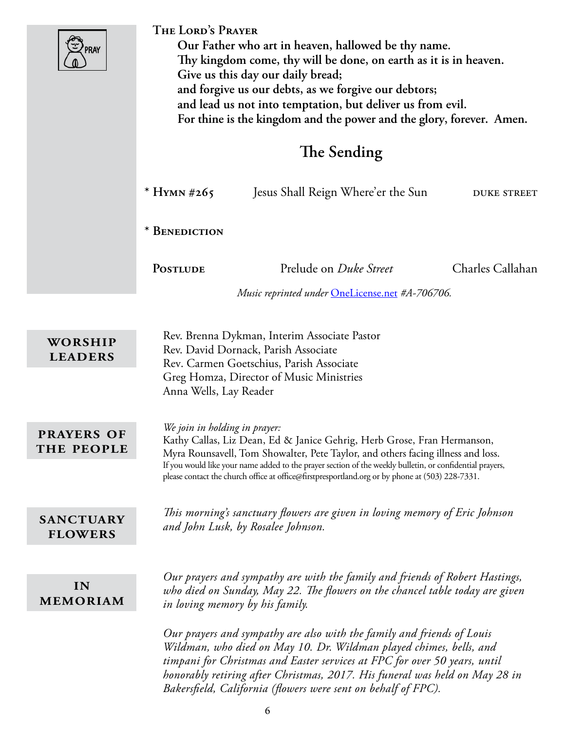PRAY

**The Lord's Prayer**

**Our Father who art in heaven, hallowed be thy name.**
**Thy kingdom come, thy will be done, on earth as it is in heaven.**
**Give us this day our daily bread;**
**and forgive us our debts, as we forgive our debtors;**
**and lead us not into temptation, but deliver us from evil.**
**For thine is the kingdom and the power and the glory, forever. Amen.**

## The Sending

\* **Hymn #265** Jesus Shall Reign Where'er the Sun DUKE STREET

\* **Benediction**

**Postlude** Prelude on *Duke Street* Charles Callahan

*Music reprinted under* [OneLicense.net](http://OneLicense.net) *#A-706706.*

### WORSHIP LEADERS

Rev. Brenna Dykman, Interim Associate Pastor
Rev. David Dornack, Parish Associate
Rev. Carmen Goetschius, Parish Associate
Greg Homza, Director of Music Ministries
Anna Wells, Lay Reader

### PRAYERS OF THE PEOPLE

*We join in holding in prayer:*
Kathy Callas, Liz Dean, Ed & Janice Gehrig, Herb Grose, Fran Hermanson, Myra Rounsavell, Tom Showalter, Pete Taylor, and others facing illness and loss.
If you would like your name added to the prayer section of the weekly bulletin, or confidential prayers, please contact the church office at office@firstpresportland.org or by phone at (503) 228-7331.

### SANCTUARY FLOWERS

*This morning's sanctuary flowers are given in loving memory of Eric Johnson and John Lusk, by Rosalee Johnson.*

### IN MEMORIAM

*Our prayers and sympathy are with the family and friends of Robert Hastings, who died on Sunday, May 22. The flowers on the chancel table today are given in loving memory by his family.*

*Our prayers and sympathy are also with the family and friends of Louis Wildman, who died on May 10. Dr. Wildman played chimes, bells, and timpani for Christmas and Easter services at FPC for over 50 years, until honorably retiring after Christmas, 2017. His funeral was held on May 28 in Bakersfield, California (flowers were sent on behalf of FPC).*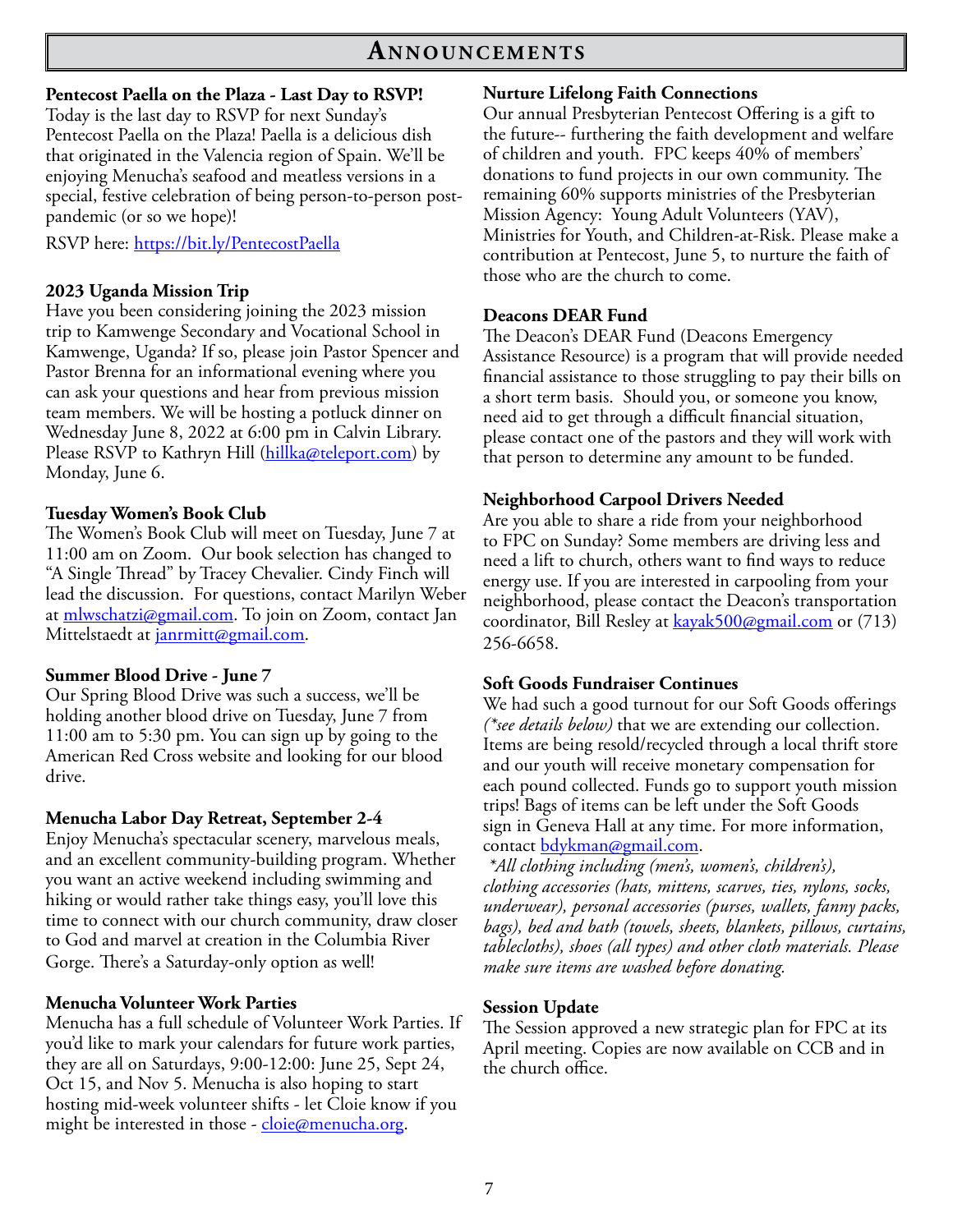# Announcements

**Pentecost Paella on the Plaza - Last Day to RSVP!**
Today is the last day to RSVP for next Sunday's Pentecost Paella on the Plaza! Paella is a delicious dish that originated in the Valencia region of Spain. We'll be enjoying Menucha's seafood and meatless versions in a special, festive celebration of being person-to-person post-pandemic (or so we hope)!

RSVP here: https://bit.ly/PentecostPaella

**2023 Uganda Mission Trip**
Have you been considering joining the 2023 mission trip to Kamwenge Secondary and Vocational School in Kamwenge, Uganda? If so, please join Pastor Spencer and Pastor Brenna for an informational evening where you can ask your questions and hear from previous mission team members. We will be hosting a potluck dinner on Wednesday June 8, 2022 at 6:00 pm in Calvin Library. Please RSVP to Kathryn Hill (hillka@teleport.com) by Monday, June 6.

**Tuesday Women's Book Club**
The Women's Book Club will meet on Tuesday, June 7 at 11:00 am on Zoom. Our book selection has changed to "A Single Thread" by Tracey Chevalier. Cindy Finch will lead the discussion. For questions, contact Marilyn Weber at mlwschatzi@gmail.com. To join on Zoom, contact Jan Mittelstaedt at janrmitt@gmail.com.

**Summer Blood Drive - June 7**
Our Spring Blood Drive was such a success, we'll be holding another blood drive on Tuesday, June 7 from 11:00 am to 5:30 pm. You can sign up by going to the American Red Cross website and looking for our blood drive.

**Menucha Labor Day Retreat, September 2-4**
Enjoy Menucha's spectacular scenery, marvelous meals, and an excellent community-building program. Whether you want an active weekend including swimming and hiking or would rather take things easy, you'll love this time to connect with our church community, draw closer to God and marvel at creation in the Columbia River Gorge. There's a Saturday-only option as well!

**Menucha Volunteer Work Parties**
Menucha has a full schedule of Volunteer Work Parties. If you'd like to mark your calendars for future work parties, they are all on Saturdays, 9:00-12:00: June 25, Sept 24, Oct 15, and Nov 5. Menucha is also hoping to start hosting mid-week volunteer shifts - let Cloie know if you might be interested in those - cloie@menucha.org.

**Nurture Lifelong Faith Connections**
Our annual Presbyterian Pentecost Offering is a gift to the future-- furthering the faith development and welfare of children and youth. FPC keeps 40% of members' donations to fund projects in our own community. The remaining 60% supports ministries of the Presbyterian Mission Agency: Young Adult Volunteers (YAV), Ministries for Youth, and Children-at-Risk. Please make a contribution at Pentecost, June 5, to nurture the faith of those who are the church to come.

**Deacons DEAR Fund**
The Deacon's DEAR Fund (Deacons Emergency Assistance Resource) is a program that will provide needed financial assistance to those struggling to pay their bills on a short term basis. Should you, or someone you know, need aid to get through a difficult financial situation, please contact one of the pastors and they will work with that person to determine any amount to be funded.

**Neighborhood Carpool Drivers Needed**
Are you able to share a ride from your neighborhood to FPC on Sunday? Some members are driving less and need a lift to church, others want to find ways to reduce energy use. If you are interested in carpooling from your neighborhood, please contact the Deacon's transportation coordinator, Bill Resley at kayak500@gmail.com or (713) 256-6658.

**Soft Goods Fundraiser Continues**
We had such a good turnout for our Soft Goods offerings *(\*see details below)* that we are extending our collection. Items are being resold/recycled through a local thrift store and our youth will receive monetary compensation for each pound collected. Funds go to support youth mission trips! Bags of items can be left under the Soft Goods sign in Geneva Hall at any time. For more information, contact bdykman@gmail.com.

*\*All clothing including (men's, women's, children's), clothing accessories (hats, mittens, scarves, ties, nylons, socks, underwear), personal accessories (purses, wallets, fanny packs, bags), bed and bath (towels, sheets, blankets, pillows, curtains, tablecloths), shoes (all types) and other cloth materials. Please make sure items are washed before donating.*

**Session Update**
The Session approved a new strategic plan for FPC at its April meeting. Copies are now available on CCB and in the church office.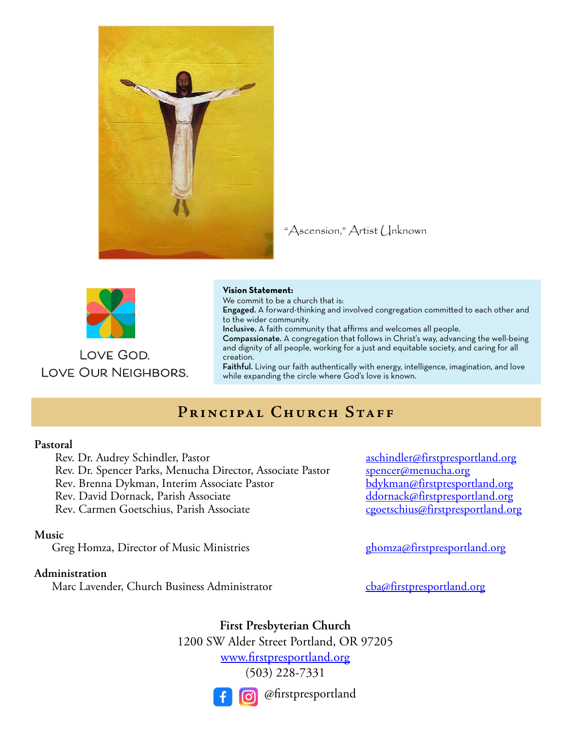"Ascension," Artist Unknown

Love God.
Love Our Neighbors.

**Vision Statement:**
We commit to be a church that is:
**Engaged.** A forward-thinking and involved congregation committed to each other and to the wider community.
**Inclusive.** A faith community that affirms and welcomes all people.
**Compassionate.** A congregation that follows in Christ's way, advancing the well-being and dignity of all people, working for a just and equitable society, and caring for all creation.
**Faithful.** Living our faith authentically with energy, intelligence, imagination, and love while expanding the circle where God's love is known.

## Principal Church Staff

**Pastoral**

| | |
|---|---|
| Rev. Dr. Audrey Schindler, Pastor | aschindler@firstpresportland.org |
| Rev. Dr. Spencer Parks, Menucha Director, Associate Pastor | spencer@menucha.org |
| Rev. Brenna Dykman, Interim Associate Pastor | bdykman@firstpresportland.org |
| Rev. David Dornack, Parish Associate | ddornack@firstpresportland.org |
| Rev. Carmen Goetschius, Parish Associate | cgoetschius@firstpresportland.org |

**Music**

| | |
|---|---|
| Greg Homza, Director of Music Ministries | ghomza@firstpresportland.org |

**Administration**

| | |
|---|---|
| Marc Lavender, Church Business Administrator | cba@firstpresportland.org |

**First Presbyterian Church**
1200 SW Alder Street Portland, OR 97205
www.firstpresportland.org
(503) 228-7331
@firstpresportland